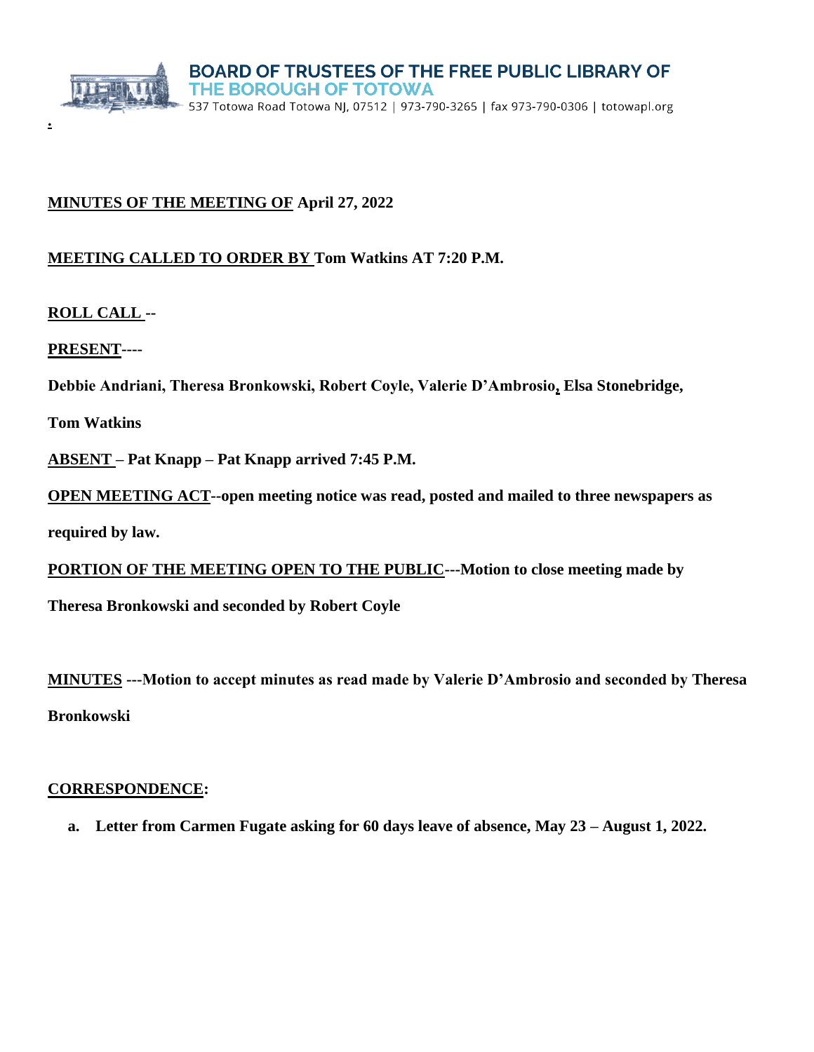**BOARD OF TRUSTEES OF THE FREE PUBLIC LIBRARY OF THE BOROUGH OF TOTOWA**

537 Totowa Road Totowa NJ, 07512 | 973-790-3265 | fax 973-790-0306 | totowapl.org

**MINUTES OF THE MEETING OF April 27, 2022**

**MEETING CALLED TO ORDER BY Tom Watkins AT 7:20 P.M.**

**ROLL CALL --**

**PRESENT----**

**Debbie Andriani, Theresa Bronkowski, Robert Coyle, Valerie D'Ambrosio, Elsa Stonebridge, Tom Watkins**

**ABSENT – Pat Knapp – Pat Knapp arrived 7:45 P.M.**

**OPEN MEETING ACT--open meeting notice was read, posted and mailed to three newspapers as required by law.**

**PORTION OF THE MEETING OPEN TO THE PUBLIC---Motion to close meeting made by Theresa Bronkowski and seconded by Robert Coyle**

**MINUTES ---Motion to accept minutes as read made by Valerie D'Ambrosio and seconded by Theresa Bronkowski**

**CORRESPONDENCE:**

a. **Letter from Carmen Fugate asking for 60 days leave of absence, May 23 – August 1, 2022.**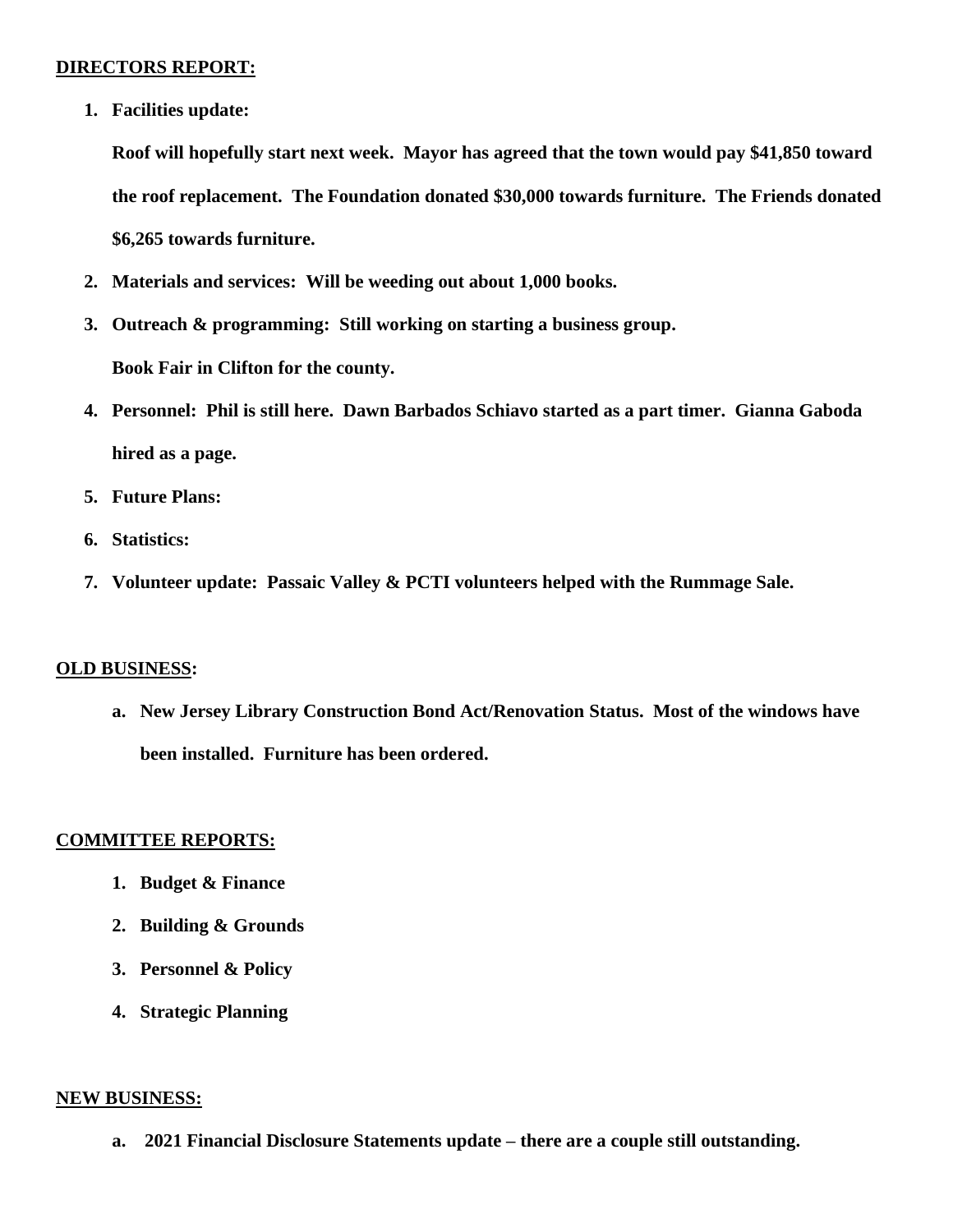## DIRECTORS REPORT:

1. **Facilities update:**

   **Roof will hopefully start next week. Mayor has agreed that the town would pay $41,850 toward the roof replacement. The Foundation donated $30,000 towards furniture. The Friends donated $6,265 towards furniture.**

2. **Materials and services: Will be weeding out about 1,000 books.**
3. **Outreach & programming: Still working on starting a business group.**

   **Book Fair in Clifton for the county.**

4. **Personnel: Phil is still here. Dawn Barbados Schiavo started as a part timer. Gianna Gaboda hired as a page.**
5. **Future Plans:**
6. **Statistics:**
7. **Volunteer update: Passaic Valley & PCTI volunteers helped with the Rummage Sale.**

## OLD BUSINESS:

a. **New Jersey Library Construction Bond Act/Renovation Status. Most of the windows have been installed. Furniture has been ordered.**

## COMMITTEE REPORTS:

1. **Budget & Finance**
2. **Building & Grounds**
3. **Personnel & Policy**
4. **Strategic Planning**

## NEW BUSINESS:

a. **2021 Financial Disclosure Statements update – there are a couple still outstanding.**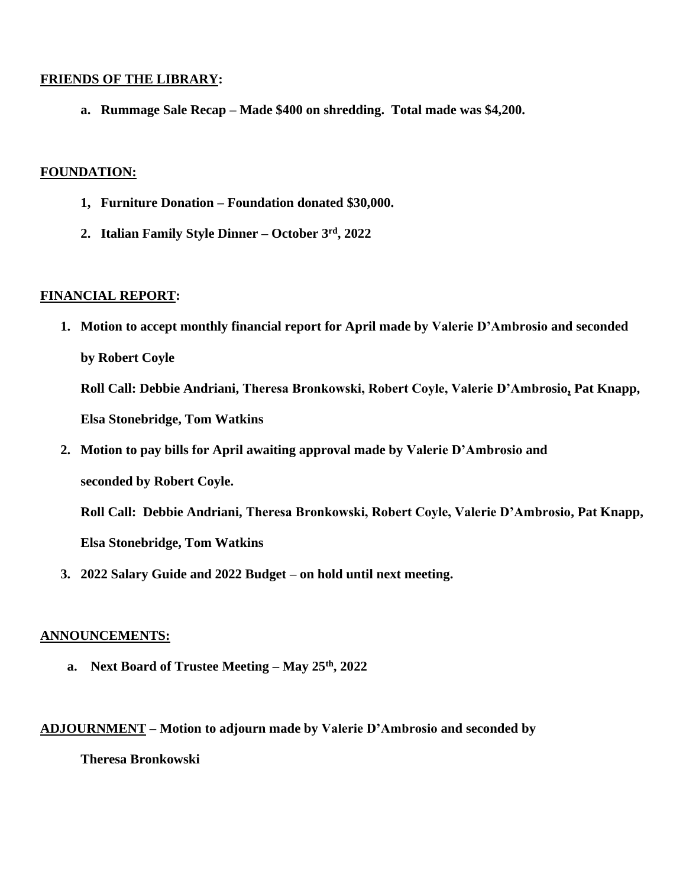## FRIENDS OF THE LIBRARY:

a. **Rummage Sale Recap – Made $400 on shredding. Total made was $4,200.**

## FOUNDATION:

1, **Furniture Donation – Foundation donated $30,000.**

2. **Italian Family Style Dinner – October 3rd, 2022**

## FINANCIAL REPORT:

1. **Motion to accept monthly financial report for April made by Valerie D'Ambrosio and seconded by Robert Coyle**

   **Roll Call: Debbie Andriani, Theresa Bronkowski, Robert Coyle, Valerie D'Ambrosio, Pat Knapp, Elsa Stonebridge, Tom Watkins**

2. **Motion to pay bills for April awaiting approval made by Valerie D'Ambrosio and seconded by Robert Coyle.**

   **Roll Call: Debbie Andriani, Theresa Bronkowski, Robert Coyle, Valerie D'Ambrosio, Pat Knapp, Elsa Stonebridge, Tom Watkins**

3. **2022 Salary Guide and 2022 Budget – on hold until next meeting.**

## ANNOUNCEMENTS:

a. **Next Board of Trustee Meeting – May 25th, 2022**

**ADJOURNMENT – Motion to adjourn made by Valerie D'Ambrosio and seconded by Theresa Bronkowski**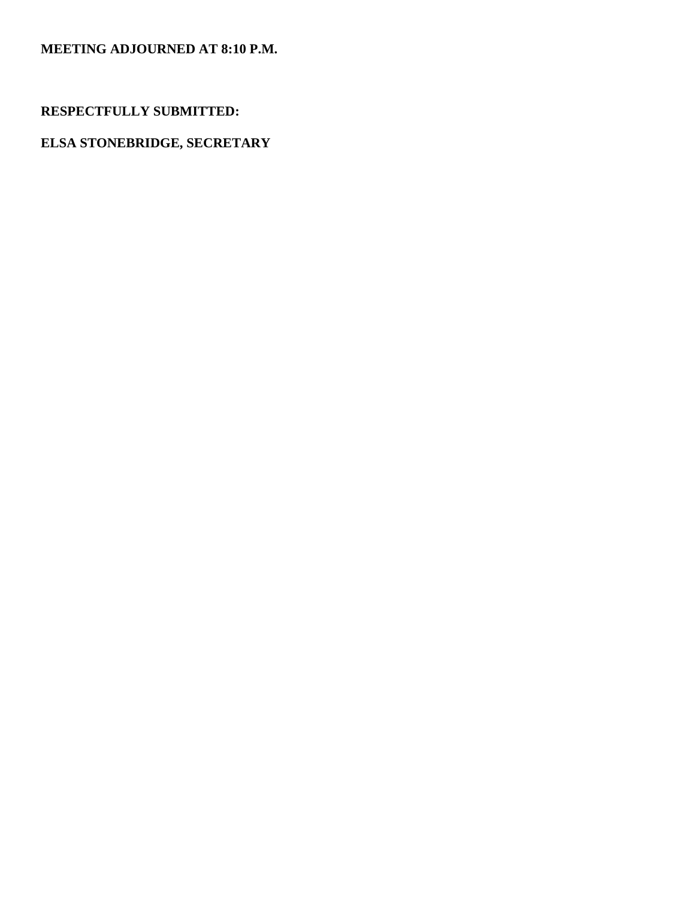**MEETING ADJOURNED AT 8:10 P.M.**

**RESPECTFULLY SUBMITTED:**

**ELSA STONEBRIDGE, SECRETARY**